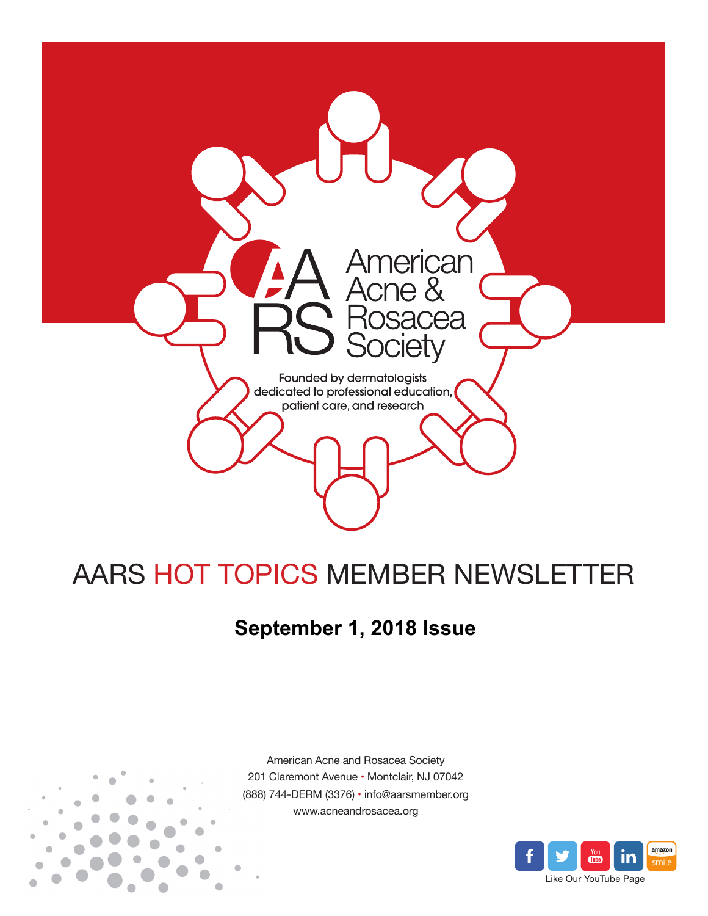# American Acne & Rosacea Society

Founded by dermatologists dedicated to professional education, patient care, and research

# AARS HOT TOPICS MEMBER NEWSLETTER

## September 1, 2018 Issue

American Acne and Rosacea Society
201 Claremont Avenue • Montclair, NJ 07042
(888) 744-DERM (3376) • info@aarsmember.org
www.acneandrosacea.org

Like Our YouTube Page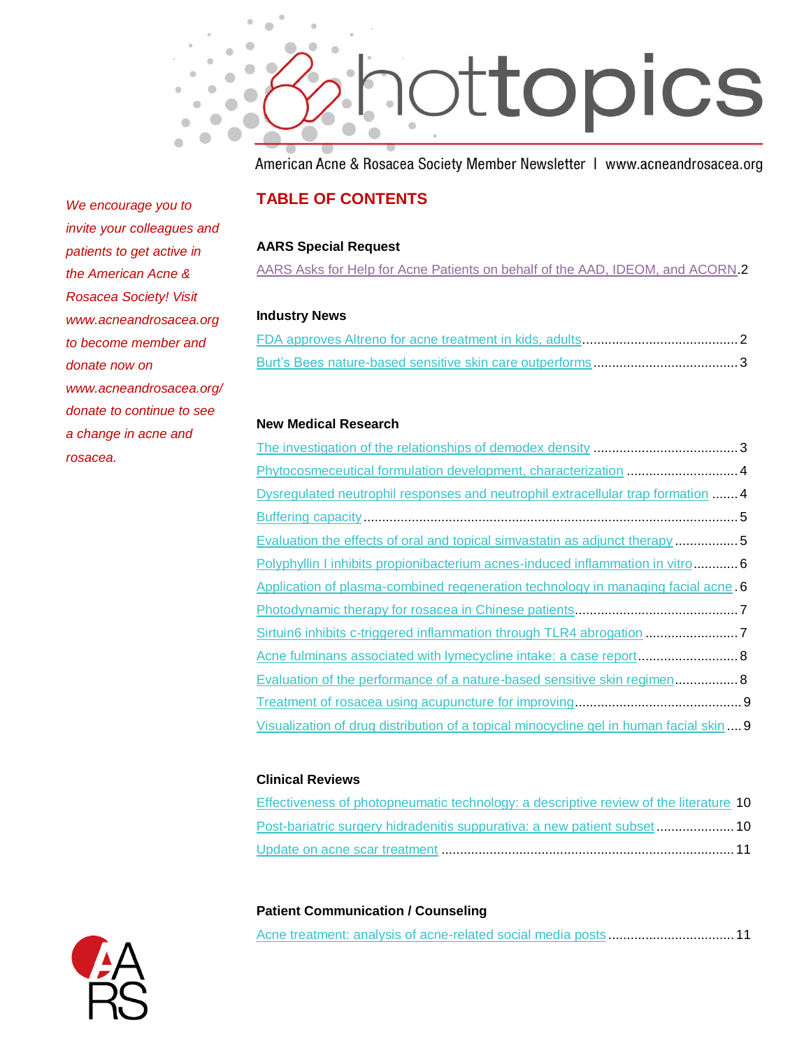# hottopics

American Acne & Rosacea Society Member Newsletter | www.acneandrosacea.org

*We encourage you to invite your colleagues and patients to get active in the American Acne & Rosacea Society! Visit www.acneandrosacea.org to become member and donate now on www.acneandrosacea.org/donate to continue to see a change in acne and rosacea.*

## TABLE OF CONTENTS

### AARS Special Request

AARS Asks for Help for Acne Patients on behalf of the AAD, IDEOM, and ACORN.2

### Industry News

FDA approves Altreno for acne treatment in kids, adults ........ 2
Burt's Bees nature-based sensitive skin care outperforms ........ 3

### New Medical Research

The investigation of the relationships of demodex density ........ 3
Phytocosmeceutical formulation development, characterization ........ 4
Dysregulated neutrophil responses and neutrophil extracellular trap formation ........ 4
Buffering capacity ........ 5
Evaluation the effects of oral and topical simvastatin as adjunct therapy ........ 5
Polyphyllin I inhibits propionibacterium acnes-induced inflammation in vitro ........ 6
Application of plasma-combined regeneration technology in managing facial acne ........ 6
Photodynamic therapy for rosacea in Chinese patients ........ 7
Sirtuin6 inhibits c-triggered inflammation through TLR4 abrogation ........ 7
Acne fulminans associated with lymecycline intake: a case report ........ 8
Evaluation of the performance of a nature-based sensitive skin regimen ........ 8
Treatment of rosacea using acupuncture for improving ........ 9
Visualization of drug distribution of a topical minocycline gel in human facial skin ........ 9

### Clinical Reviews

Effectiveness of photopneumatic technology: a descriptive review of the literature ........ 10
Post-bariatric surgery hidradenitis suppurativa: a new patient subset ........ 10
Update on acne scar treatment ........ 11

### Patient Communication / Counseling

Acne treatment: analysis of acne-related social media posts ........ 11

AARS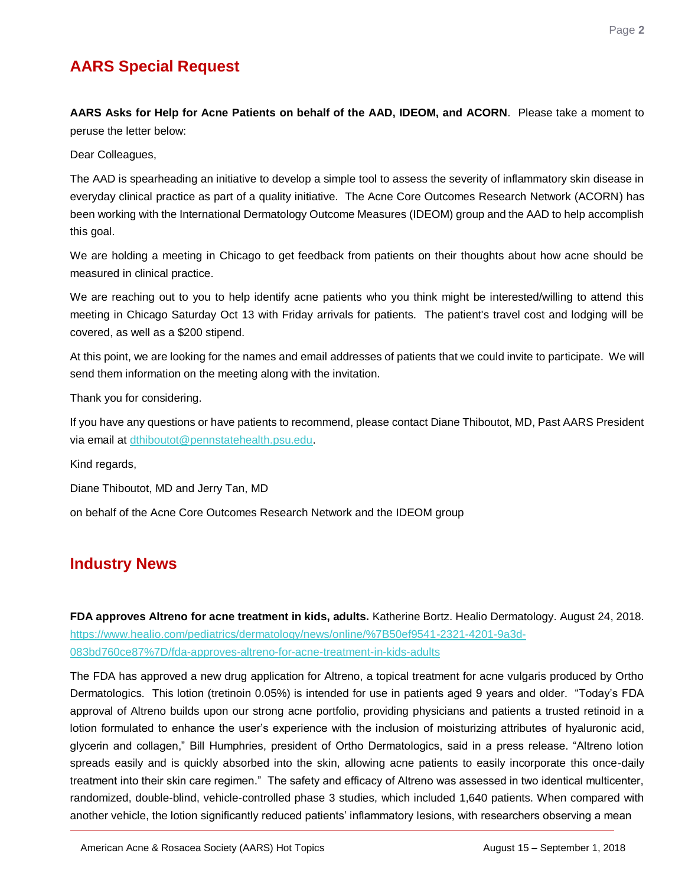## AARS Special Request

**AARS Asks for Help for Acne Patients on behalf of the AAD, IDEOM, and ACORN**. Please take a moment to peruse the letter below:

Dear Colleagues,

The AAD is spearheading an initiative to develop a simple tool to assess the severity of inflammatory skin disease in everyday clinical practice as part of a quality initiative. The Acne Core Outcomes Research Network (ACORN) has been working with the International Dermatology Outcome Measures (IDEOM) group and the AAD to help accomplish this goal.

We are holding a meeting in Chicago to get feedback from patients on their thoughts about how acne should be measured in clinical practice.

We are reaching out to you to help identify acne patients who you think might be interested/willing to attend this meeting in Chicago Saturday Oct 13 with Friday arrivals for patients. The patient's travel cost and lodging will be covered, as well as a $200 stipend.

At this point, we are looking for the names and email addresses of patients that we could invite to participate. We will send them information on the meeting along with the invitation.

Thank you for considering.

If you have any questions or have patients to recommend, please contact Diane Thiboutot, MD, Past AARS President via email at dthiboutot@pennstatehealth.psu.edu.

Kind regards,

Diane Thiboutot, MD and Jerry Tan, MD

on behalf of the Acne Core Outcomes Research Network and the IDEOM group

## Industry News

**FDA approves Altreno for acne treatment in kids, adults.** Katherine Bortz. Healio Dermatology. August 24, 2018. https://www.healio.com/pediatrics/dermatology/news/online/%7B50ef9541-2321-4201-9a3d-083bd760ce87%7D/fda-approves-altreno-for-acne-treatment-in-kids-adults

The FDA has approved a new drug application for Altreno, a topical treatment for acne vulgaris produced by Ortho Dermatologics. This lotion (tretinoin 0.05%) is intended for use in patients aged 9 years and older. "Today's FDA approval of Altreno builds upon our strong acne portfolio, providing physicians and patients a trusted retinoid in a lotion formulated to enhance the user's experience with the inclusion of moisturizing attributes of hyaluronic acid, glycerin and collagen," Bill Humphries, president of Ortho Dermatologics, said in a press release. "Altreno lotion spreads easily and is quickly absorbed into the skin, allowing acne patients to easily incorporate this once-daily treatment into their skin care regimen." The safety and efficacy of Altreno was assessed in two identical multicenter, randomized, double-blind, vehicle-controlled phase 3 studies, which included 1,640 patients. When compared with another vehicle, the lotion significantly reduced patients' inflammatory lesions, with researchers observing a mean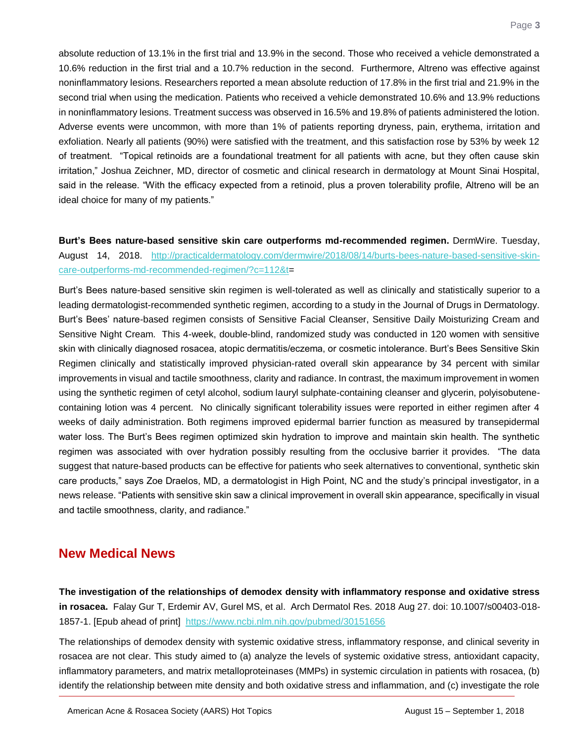absolute reduction of 13.1% in the first trial and 13.9% in the second. Those who received a vehicle demonstrated a 10.6% reduction in the first trial and a 10.7% reduction in the second. Furthermore, Altreno was effective against noninflammatory lesions. Researchers reported a mean absolute reduction of 17.8% in the first trial and 21.9% in the second trial when using the medication. Patients who received a vehicle demonstrated 10.6% and 13.9% reductions in noninflammatory lesions. Treatment success was observed in 16.5% and 19.8% of patients administered the lotion. Adverse events were uncommon, with more than 1% of patients reporting dryness, pain, erythema, irritation and exfoliation. Nearly all patients (90%) were satisfied with the treatment, and this satisfaction rose by 53% by week 12 of treatment. "Topical retinoids are a foundational treatment for all patients with acne, but they often cause skin irritation," Joshua Zeichner, MD, director of cosmetic and clinical research in dermatology at Mount Sinai Hospital, said in the release. "With the efficacy expected from a retinoid, plus a proven tolerability profile, Altreno will be an ideal choice for many of my patients."

**Burt's Bees nature-based sensitive skin care outperforms md-recommended regimen.** DermWire. Tuesday, August 14, 2018. http://practicaldermatology.com/dermwire/2018/08/14/burts-bees-nature-based-sensitive-skin-care-outperforms-md-recommended-regimen/?c=112&t=

Burt's Bees nature-based sensitive skin regimen is well-tolerated as well as clinically and statistically superior to a leading dermatologist-recommended synthetic regimen, according to a study in the Journal of Drugs in Dermatology. Burt's Bees' nature-based regimen consists of Sensitive Facial Cleanser, Sensitive Daily Moisturizing Cream and Sensitive Night Cream. This 4-week, double-blind, randomized study was conducted in 120 women with sensitive skin with clinically diagnosed rosacea, atopic dermatitis/eczema, or cosmetic intolerance. Burt's Bees Sensitive Skin Regimen clinically and statistically improved physician-rated overall skin appearance by 34 percent with similar improvements in visual and tactile smoothness, clarity and radiance. In contrast, the maximum improvement in women using the synthetic regimen of cetyl alcohol, sodium lauryl sulphate-containing cleanser and glycerin, polyisobutene-containing lotion was 4 percent. No clinically significant tolerability issues were reported in either regimen after 4 weeks of daily administration. Both regimens improved epidermal barrier function as measured by transepidermal water loss. The Burt's Bees regimen optimized skin hydration to improve and maintain skin health. The synthetic regimen was associated with over hydration possibly resulting from the occlusive barrier it provides. "The data suggest that nature-based products can be effective for patients who seek alternatives to conventional, synthetic skin care products," says Zoe Draelos, MD, a dermatologist in High Point, NC and the study's principal investigator, in a news release. "Patients with sensitive skin saw a clinical improvement in overall skin appearance, specifically in visual and tactile smoothness, clarity, and radiance."

## New Medical News

**The investigation of the relationships of demodex density with inflammatory response and oxidative stress in rosacea.** Falay Gur T, Erdemir AV, Gurel MS, et al. Arch Dermatol Res. 2018 Aug 27. doi: 10.1007/s00403-018-1857-1. [Epub ahead of print] https://www.ncbi.nlm.nih.gov/pubmed/30151656

The relationships of demodex density with systemic oxidative stress, inflammatory response, and clinical severity in rosacea are not clear. This study aimed to (a) analyze the levels of systemic oxidative stress, antioxidant capacity, inflammatory parameters, and matrix metalloproteinases (MMPs) in systemic circulation in patients with rosacea, (b) identify the relationship between mite density and both oxidative stress and inflammation, and (c) investigate the role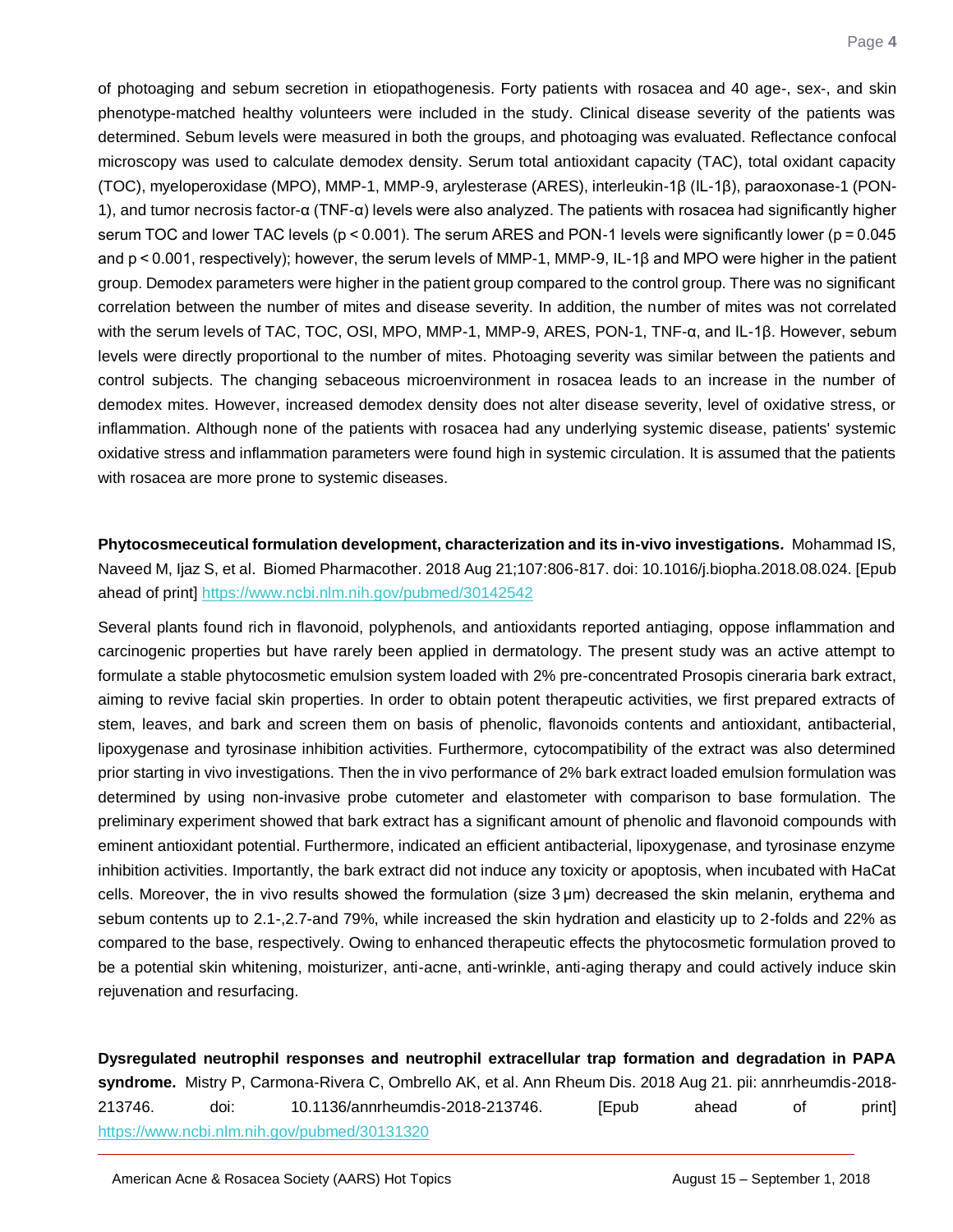of photoaging and sebum secretion in etiopathogenesis. Forty patients with rosacea and 40 age-, sex-, and skin phenotype-matched healthy volunteers were included in the study. Clinical disease severity of the patients was determined. Sebum levels were measured in both the groups, and photoaging was evaluated. Reflectance confocal microscopy was used to calculate demodex density. Serum total antioxidant capacity (TAC), total oxidant capacity (TOC), myeloperoxidase (MPO), MMP-1, MMP-9, arylesterase (ARES), interleukin-1β (IL-1β), paraoxonase-1 (PON-1), and tumor necrosis factor-α (TNF-α) levels were also analyzed. The patients with rosacea had significantly higher serum TOC and lower TAC levels ($p < 0.001$). The serum ARES and PON-1 levels were significantly lower ($p = 0.045$ and $p < 0.001$, respectively); however, the serum levels of MMP-1, MMP-9, IL-1β and MPO were higher in the patient group. Demodex parameters were higher in the patient group compared to the control group. There was no significant correlation between the number of mites and disease severity. In addition, the number of mites was not correlated with the serum levels of TAC, TOC, OSI, MPO, MMP-1, MMP-9, ARES, PON-1, TNF-α, and IL-1β. However, sebum levels were directly proportional to the number of mites. Photoaging severity was similar between the patients and control subjects. The changing sebaceous microenvironment in rosacea leads to an increase in the number of demodex mites. However, increased demodex density does not alter disease severity, level of oxidative stress, or inflammation. Although none of the patients with rosacea had any underlying systemic disease, patients' systemic oxidative stress and inflammation parameters were found high in systemic circulation. It is assumed that the patients with rosacea are more prone to systemic diseases.

**Phytocosmeceutical formulation development, characterization and its in-vivo investigations.** Mohammad IS, Naveed M, Ijaz S, et al. Biomed Pharmacother. 2018 Aug 21;107:806-817. doi: 10.1016/j.biopha.2018.08.024. [Epub ahead of print] https://www.ncbi.nlm.nih.gov/pubmed/30142542

Several plants found rich in flavonoid, polyphenols, and antioxidants reported antiaging, oppose inflammation and carcinogenic properties but have rarely been applied in dermatology. The present study was an active attempt to formulate a stable phytocosmetic emulsion system loaded with 2% pre-concentrated Prosopis cineraria bark extract, aiming to revive facial skin properties. In order to obtain potent therapeutic activities, we first prepared extracts of stem, leaves, and bark and screen them on basis of phenolic, flavonoids contents and antioxidant, antibacterial, lipoxygenase and tyrosinase inhibition activities. Furthermore, cytocompatibility of the extract was also determined prior starting in vivo investigations. Then the in vivo performance of 2% bark extract loaded emulsion formulation was determined by using non-invasive probe cutometer and elastometer with comparison to base formulation. The preliminary experiment showed that bark extract has a significant amount of phenolic and flavonoid compounds with eminent antioxidant potential. Furthermore, indicated an efficient antibacterial, lipoxygenase, and tyrosinase enzyme inhibition activities. Importantly, the bark extract did not induce any toxicity or apoptosis, when incubated with HaCat cells. Moreover, the in vivo results showed the formulation (size 3 μm) decreased the skin melanin, erythema and sebum contents up to 2.1-,2.7-and 79%, while increased the skin hydration and elasticity up to 2-folds and 22% as compared to the base, respectively. Owing to enhanced therapeutic effects the phytocosmetic formulation proved to be a potential skin whitening, moisturizer, anti-acne, anti-wrinkle, anti-aging therapy and could actively induce skin rejuvenation and resurfacing.

**Dysregulated neutrophil responses and neutrophil extracellular trap formation and degradation in PAPA syndrome.** Mistry P, Carmona-Rivera C, Ombrello AK, et al. Ann Rheum Dis. 2018 Aug 21. pii: annrheumdis-2018-213746. doi: 10.1136/annrheumdis-2018-213746. [Epub ahead of print] https://www.ncbi.nlm.nih.gov/pubmed/30131320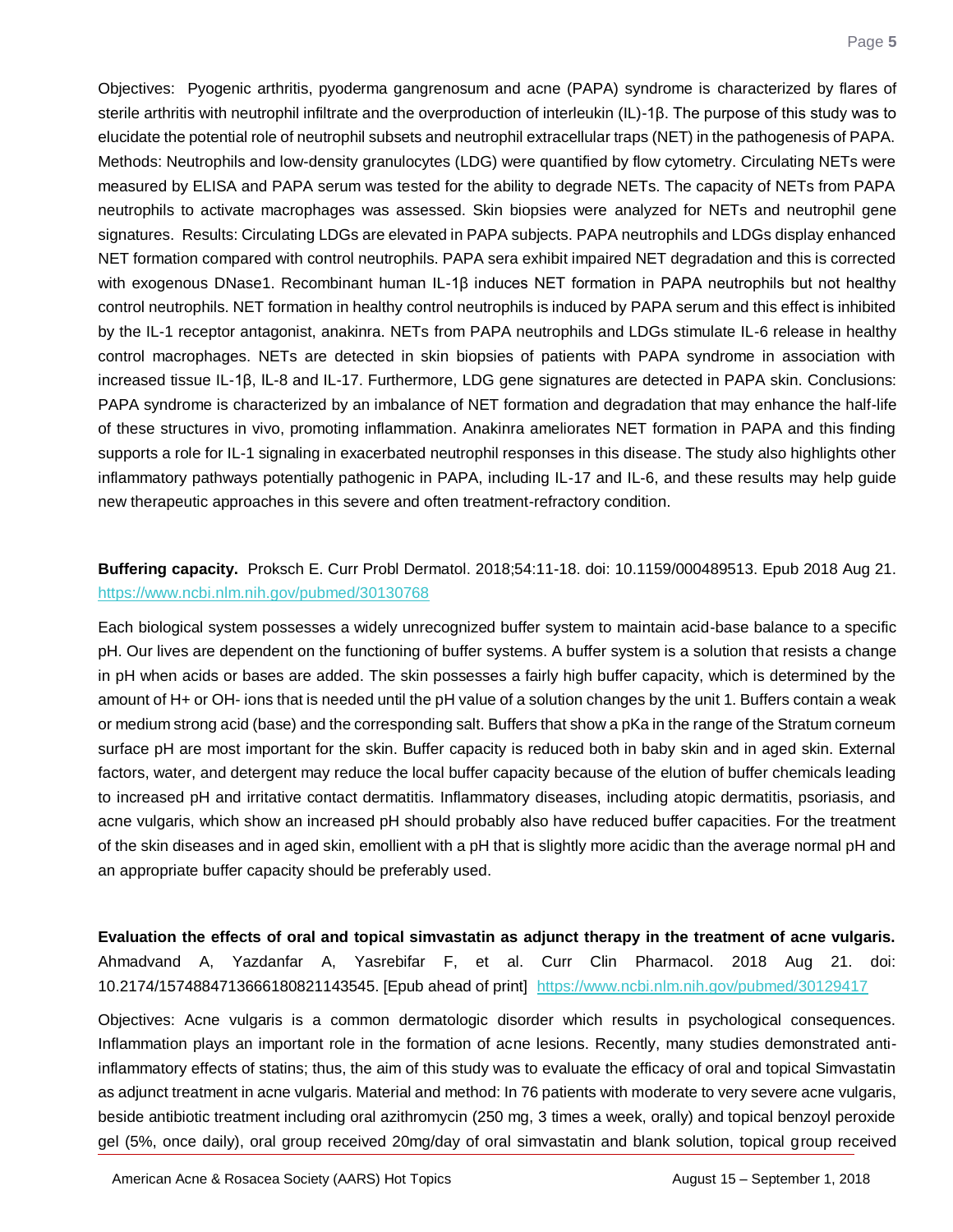Objectives: Pyogenic arthritis, pyoderma gangrenosum and acne (PAPA) syndrome is characterized by flares of sterile arthritis with neutrophil infiltrate and the overproduction of interleukin (IL)-1β. The purpose of this study was to elucidate the potential role of neutrophil subsets and neutrophil extracellular traps (NET) in the pathogenesis of PAPA. Methods: Neutrophils and low-density granulocytes (LDG) were quantified by flow cytometry. Circulating NETs were measured by ELISA and PAPA serum was tested for the ability to degrade NETs. The capacity of NETs from PAPA neutrophils to activate macrophages was assessed. Skin biopsies were analyzed for NETs and neutrophil gene signatures. Results: Circulating LDGs are elevated in PAPA subjects. PAPA neutrophils and LDGs display enhanced NET formation compared with control neutrophils. PAPA sera exhibit impaired NET degradation and this is corrected with exogenous DNase1. Recombinant human IL-1β induces NET formation in PAPA neutrophils but not healthy control neutrophils. NET formation in healthy control neutrophils is induced by PAPA serum and this effect is inhibited by the IL-1 receptor antagonist, anakinra. NETs from PAPA neutrophils and LDGs stimulate IL-6 release in healthy control macrophages. NETs are detected in skin biopsies of patients with PAPA syndrome in association with increased tissue IL-1β, IL-8 and IL-17. Furthermore, LDG gene signatures are detected in PAPA skin. Conclusions: PAPA syndrome is characterized by an imbalance of NET formation and degradation that may enhance the half-life of these structures in vivo, promoting inflammation. Anakinra ameliorates NET formation in PAPA and this finding supports a role for IL-1 signaling in exacerbated neutrophil responses in this disease. The study also highlights other inflammatory pathways potentially pathogenic in PAPA, including IL-17 and IL-6, and these results may help guide new therapeutic approaches in this severe and often treatment-refractory condition.

**Buffering capacity.** Proksch E. Curr Probl Dermatol. 2018;54:11-18. doi: 10.1159/000489513. Epub 2018 Aug 21. https://www.ncbi.nlm.nih.gov/pubmed/30130768

Each biological system possesses a widely unrecognized buffer system to maintain acid-base balance to a specific pH. Our lives are dependent on the functioning of buffer systems. A buffer system is a solution that resists a change in pH when acids or bases are added. The skin possesses a fairly high buffer capacity, which is determined by the amount of $H^+$ or $OH^-$ ions that is needed until the pH value of a solution changes by the unit 1. Buffers contain a weak or medium strong acid (base) and the corresponding salt. Buffers that show a pKa in the range of the Stratum corneum surface pH are most important for the skin. Buffer capacity is reduced both in baby skin and in aged skin. External factors, water, and detergent may reduce the local buffer capacity because of the elution of buffer chemicals leading to increased pH and irritative contact dermatitis. Inflammatory diseases, including atopic dermatitis, psoriasis, and acne vulgaris, which show an increased pH should probably also have reduced buffer capacities. For the treatment of the skin diseases and in aged skin, emollient with a pH that is slightly more acidic than the average normal pH and an appropriate buffer capacity should be preferably used.

**Evaluation the effects of oral and topical simvastatin as adjunct therapy in the treatment of acne vulgaris.** Ahmadvand A, Yazdanfar A, Yasrebifar F, et al. Curr Clin Pharmacol. 2018 Aug 21. doi: 10.2174/1574884713666180821143545. [Epub ahead of print] https://www.ncbi.nlm.nih.gov/pubmed/30129417

Objectives: Acne vulgaris is a common dermatologic disorder which results in psychological consequences. Inflammation plays an important role in the formation of acne lesions. Recently, many studies demonstrated anti-inflammatory effects of statins; thus, the aim of this study was to evaluate the efficacy of oral and topical Simvastatin as adjunct treatment in acne vulgaris. Material and method: In 76 patients with moderate to very severe acne vulgaris, beside antibiotic treatment including oral azithromycin (250 mg, 3 times a week, orally) and topical benzoyl peroxide gel (5%, once daily), oral group received 20mg/day of oral simvastatin and blank solution, topical group received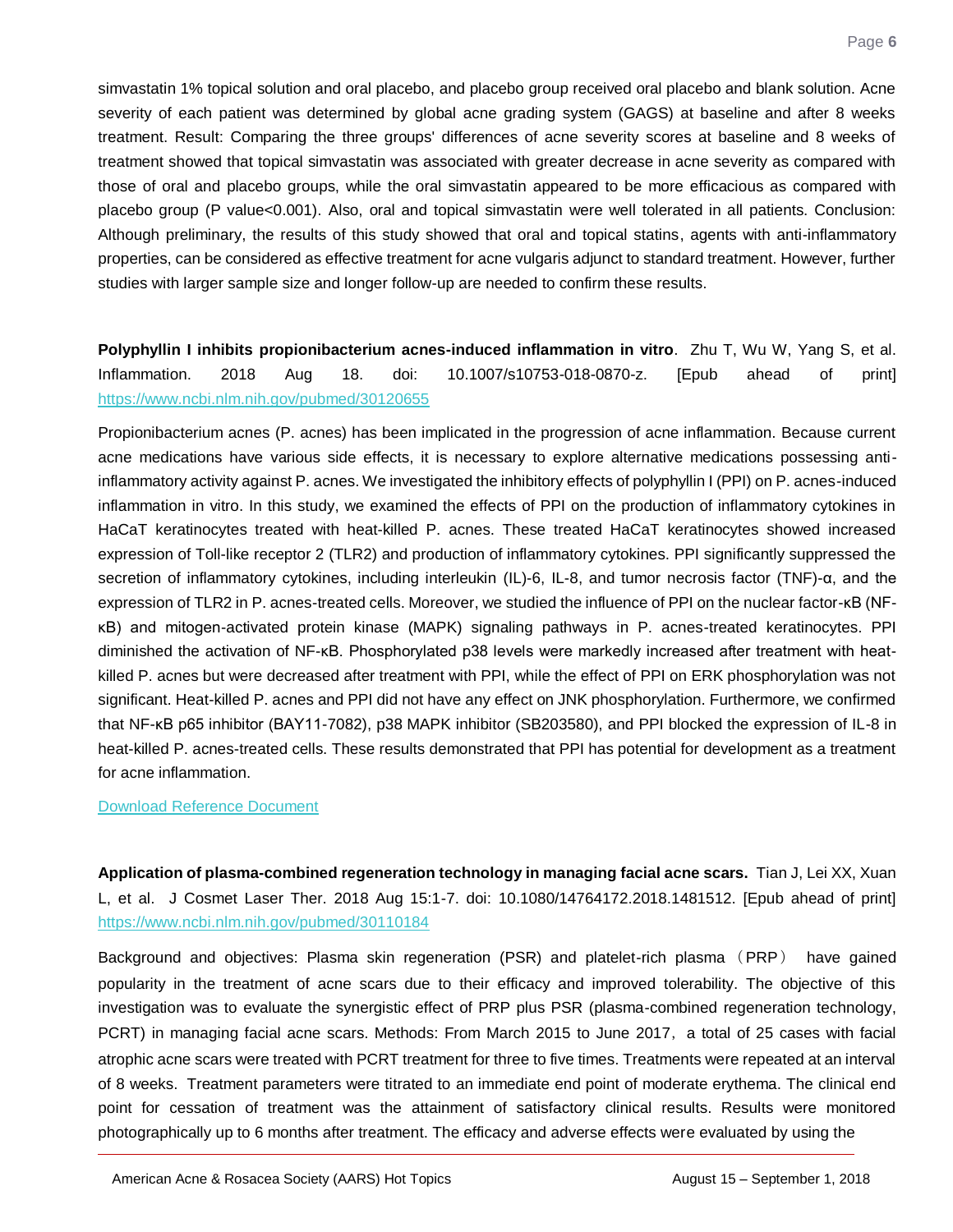simvastatin 1% topical solution and oral placebo, and placebo group received oral placebo and blank solution. Acne severity of each patient was determined by global acne grading system (GAGS) at baseline and after 8 weeks treatment. Result: Comparing the three groups' differences of acne severity scores at baseline and 8 weeks of treatment showed that topical simvastatin was associated with greater decrease in acne severity as compared with those of oral and placebo groups, while the oral simvastatin appeared to be more efficacious as compared with placebo group (P value<0.001). Also, oral and topical simvastatin were well tolerated in all patients. Conclusion: Although preliminary, the results of this study showed that oral and topical statins, agents with anti-inflammatory properties, can be considered as effective treatment for acne vulgaris adjunct to standard treatment. However, further studies with larger sample size and longer follow-up are needed to confirm these results.

**Polyphyllin I inhibits propionibacterium acnes-induced inflammation in vitro**. Zhu T, Wu W, Yang S, et al. Inflammation. 2018 Aug 18. doi: 10.1007/s10753-018-0870-z. [Epub ahead of print] https://www.ncbi.nlm.nih.gov/pubmed/30120655

Propionibacterium acnes (P. acnes) has been implicated in the progression of acne inflammation. Because current acne medications have various side effects, it is necessary to explore alternative medications possessing anti-inflammatory activity against P. acnes. We investigated the inhibitory effects of polyphyllin I (PPI) on P. acnes-induced inflammation in vitro. In this study, we examined the effects of PPI on the production of inflammatory cytokines in HaCaT keratinocytes treated with heat-killed P. acnes. These treated HaCaT keratinocytes showed increased expression of Toll-like receptor 2 (TLR2) and production of inflammatory cytokines. PPI significantly suppressed the secretion of inflammatory cytokines, including interleukin (IL)-6, IL-8, and tumor necrosis factor (TNF)-α, and the expression of TLR2 in P. acnes-treated cells. Moreover, we studied the influence of PPI on the nuclear factor-κB (NF-κB) and mitogen-activated protein kinase (MAPK) signaling pathways in P. acnes-treated keratinocytes. PPI diminished the activation of NF-κB. Phosphorylated p38 levels were markedly increased after treatment with heat-killed P. acnes but were decreased after treatment with PPI, while the effect of PPI on ERK phosphorylation was not significant. Heat-killed P. acnes and PPI did not have any effect on JNK phosphorylation. Furthermore, we confirmed that NF-κB p65 inhibitor (BAY11-7082), p38 MAPK inhibitor (SB203580), and PPI blocked the expression of IL-8 in heat-killed P. acnes-treated cells. These results demonstrated that PPI has potential for development as a treatment for acne inflammation.

Download Reference Document

**Application of plasma-combined regeneration technology in managing facial acne scars.** Tian J, Lei XX, Xuan L, et al. J Cosmet Laser Ther. 2018 Aug 15:1-7. doi: 10.1080/14764172.2018.1481512. [Epub ahead of print] https://www.ncbi.nlm.nih.gov/pubmed/30110184

Background and objectives: Plasma skin regeneration (PSR) and platelet-rich plasma（PRP） have gained popularity in the treatment of acne scars due to their efficacy and improved tolerability. The objective of this investigation was to evaluate the synergistic effect of PRP plus PSR (plasma-combined regeneration technology, PCRT) in managing facial acne scars. Methods: From March 2015 to June 2017，a total of 25 cases with facial atrophic acne scars were treated with PCRT treatment for three to five times. Treatments were repeated at an interval of 8 weeks. Treatment parameters were titrated to an immediate end point of moderate erythema. The clinical end point for cessation of treatment was the attainment of satisfactory clinical results. Results were monitored photographically up to 6 months after treatment. The efficacy and adverse effects were evaluated by using the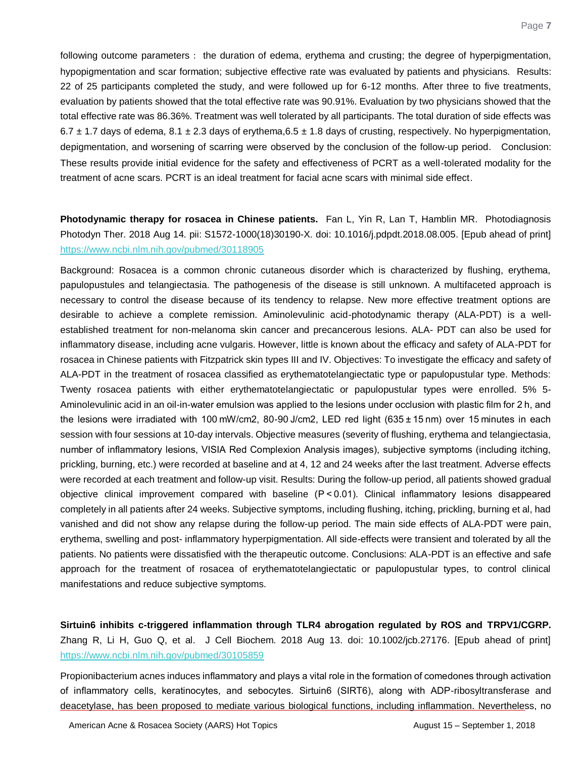following outcome parameters : the duration of edema, erythema and crusting; the degree of hyperpigmentation, hypopigmentation and scar formation; subjective effective rate was evaluated by patients and physicians. Results: 22 of 25 participants completed the study, and were followed up for 6-12 months. After three to five treatments, evaluation by patients showed that the total effective rate was 90.91%. Evaluation by two physicians showed that the total effective rate was 86.36%. Treatment was well tolerated by all participants. The total duration of side effects was 6.7 ± 1.7 days of edema, 8.1 ± 2.3 days of erythema,6.5 ± 1.8 days of crusting, respectively. No hyperpigmentation, depigmentation, and worsening of scarring were observed by the conclusion of the follow-up period. Conclusion: These results provide initial evidence for the safety and effectiveness of PCRT as a well-tolerated modality for the treatment of acne scars. PCRT is an ideal treatment for facial acne scars with minimal side effect.

**Photodynamic therapy for rosacea in Chinese patients.** Fan L, Yin R, Lan T, Hamblin MR. Photodiagnosis Photodyn Ther. 2018 Aug 14. pii: S1572-1000(18)30190-X. doi: 10.1016/j.pdpdt.2018.08.005. [Epub ahead of print] https://www.ncbi.nlm.nih.gov/pubmed/30118905

Background: Rosacea is a common chronic cutaneous disorder which is characterized by flushing, erythema, papulopustules and telangiectasia. The pathogenesis of the disease is still unknown. A multifaceted approach is necessary to control the disease because of its tendency to relapse. New more effective treatment options are desirable to achieve a complete remission. Aminolevulinic acid-photodynamic therapy (ALA-PDT) is a well-established treatment for non-melanoma skin cancer and precancerous lesions. ALA- PDT can also be used for inflammatory disease, including acne vulgaris. However, little is known about the efficacy and safety of ALA-PDT for rosacea in Chinese patients with Fitzpatrick skin types III and IV. Objectives: To investigate the efficacy and safety of ALA-PDT in the treatment of rosacea classified as erythematotelangiectatic type or papulopustular type. Methods: Twenty rosacea patients with either erythematotelangiectatic or papulopustular types were enrolled. 5% 5-Aminolevulinic acid in an oil-in-water emulsion was applied to the lesions under occlusion with plastic film for 2 h, and the lesions were irradiated with 100 mW/cm2, 80-90 J/cm2, LED red light (635 ± 15 nm) over 15 minutes in each session with four sessions at 10-day intervals. Objective measures (severity of flushing, erythema and telangiectasia, number of inflammatory lesions, VISIA Red Complexion Analysis images), subjective symptoms (including itching, prickling, burning, etc.) were recorded at baseline and at 4, 12 and 24 weeks after the last treatment. Adverse effects were recorded at each treatment and follow-up visit. Results: During the follow-up period, all patients showed gradual objective clinical improvement compared with baseline ($P < 0.01$). Clinical inflammatory lesions disappeared completely in all patients after 24 weeks. Subjective symptoms, including flushing, itching, prickling, burning et al, had vanished and did not show any relapse during the follow-up period. The main side effects of ALA-PDT were pain, erythema, swelling and post- inflammatory hyperpigmentation. All side-effects were transient and tolerated by all the patients. No patients were dissatisfied with the therapeutic outcome. Conclusions: ALA-PDT is an effective and safe approach for the treatment of rosacea of erythematotelangiectatic or papulopustular types, to control clinical manifestations and reduce subjective symptoms.

**Sirtuin6 inhibits c-triggered inflammation through TLR4 abrogation regulated by ROS and TRPV1/CGRP.** Zhang R, Li H, Guo Q, et al. J Cell Biochem. 2018 Aug 13. doi: 10.1002/jcb.27176. [Epub ahead of print] https://www.ncbi.nlm.nih.gov/pubmed/30105859

Propionibacterium acnes induces inflammatory and plays a vital role in the formation of comedones through activation of inflammatory cells, keratinocytes, and sebocytes. Sirtuin6 (SIRT6), along with ADP-ribosyltransferase and deacetylase, has been proposed to mediate various biological functions, including inflammation. Nevertheless, no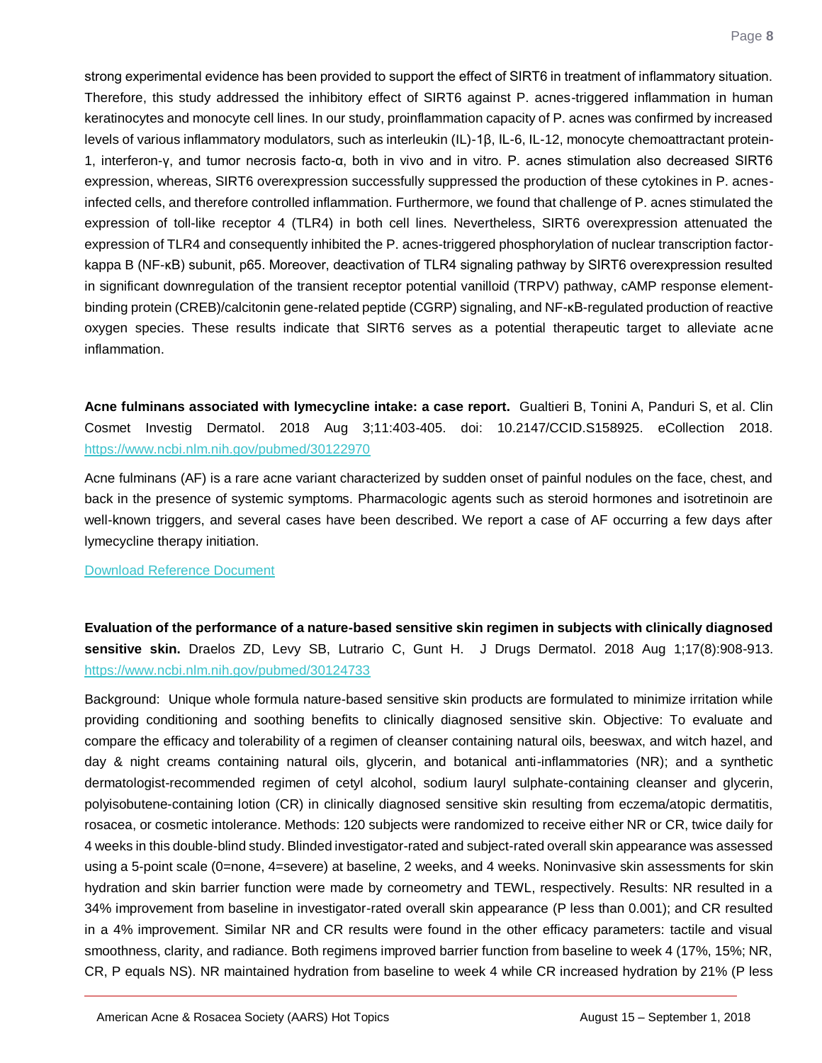strong experimental evidence has been provided to support the effect of SIRT6 in treatment of inflammatory situation. Therefore, this study addressed the inhibitory effect of SIRT6 against P. acnes-triggered inflammation in human keratinocytes and monocyte cell lines. In our study, proinflammation capacity of P. acnes was confirmed by increased levels of various inflammatory modulators, such as interleukin (IL)-1β, IL-6, IL-12, monocyte chemoattractant protein-1, interferon-γ, and tumor necrosis facto-α, both in vivo and in vitro. P. acnes stimulation also decreased SIRT6 expression, whereas, SIRT6 overexpression successfully suppressed the production of these cytokines in P. acnes-infected cells, and therefore controlled inflammation. Furthermore, we found that challenge of P. acnes stimulated the expression of toll-like receptor 4 (TLR4) in both cell lines. Nevertheless, SIRT6 overexpression attenuated the expression of TLR4 and consequently inhibited the P. acnes-triggered phosphorylation of nuclear transcription factor-kappa B (NF-κB) subunit, p65. Moreover, deactivation of TLR4 signaling pathway by SIRT6 overexpression resulted in significant downregulation of the transient receptor potential vanilloid (TRPV) pathway, cAMP response element-binding protein (CREB)/calcitonin gene-related peptide (CGRP) signaling, and NF-κB-regulated production of reactive oxygen species. These results indicate that SIRT6 serves as a potential therapeutic target to alleviate acne inflammation.

**Acne fulminans associated with lymecycline intake: a case report.** Gualtieri B, Tonini A, Panduri S, et al. Clin Cosmet Investig Dermatol. 2018 Aug 3;11:403-405. doi: 10.2147/CCID.S158925. eCollection 2018. https://www.ncbi.nlm.nih.gov/pubmed/30122970

Acne fulminans (AF) is a rare acne variant characterized by sudden onset of painful nodules on the face, chest, and back in the presence of systemic symptoms. Pharmacologic agents such as steroid hormones and isotretinoin are well-known triggers, and several cases have been described. We report a case of AF occurring a few days after lymecycline therapy initiation.

Download Reference Document

**Evaluation of the performance of a nature-based sensitive skin regimen in subjects with clinically diagnosed sensitive skin.** Draelos ZD, Levy SB, Lutrario C, Gunt H. J Drugs Dermatol. 2018 Aug 1;17(8):908-913. https://www.ncbi.nlm.nih.gov/pubmed/30124733

Background: Unique whole formula nature-based sensitive skin products are formulated to minimize irritation while providing conditioning and soothing benefits to clinically diagnosed sensitive skin. Objective: To evaluate and compare the efficacy and tolerability of a regimen of cleanser containing natural oils, beeswax, and witch hazel, and day & night creams containing natural oils, glycerin, and botanical anti-inflammatories (NR); and a synthetic dermatologist-recommended regimen of cetyl alcohol, sodium lauryl sulphate-containing cleanser and glycerin, polyisobutene-containing lotion (CR) in clinically diagnosed sensitive skin resulting from eczema/atopic dermatitis, rosacea, or cosmetic intolerance. Methods: 120 subjects were randomized to receive either NR or CR, twice daily for 4 weeks in this double-blind study. Blinded investigator-rated and subject-rated overall skin appearance was assessed using a 5-point scale (0=none, 4=severe) at baseline, 2 weeks, and 4 weeks. Noninvasive skin assessments for skin hydration and skin barrier function were made by corneometry and TEWL, respectively. Results: NR resulted in a 34% improvement from baseline in investigator-rated overall skin appearance (P less than 0.001); and CR resulted in a 4% improvement. Similar NR and CR results were found in the other efficacy parameters: tactile and visual smoothness, clarity, and radiance. Both regimens improved barrier function from baseline to week 4 (17%, 15%; NR, CR, P equals NS). NR maintained hydration from baseline to week 4 while CR increased hydration by 21% (P less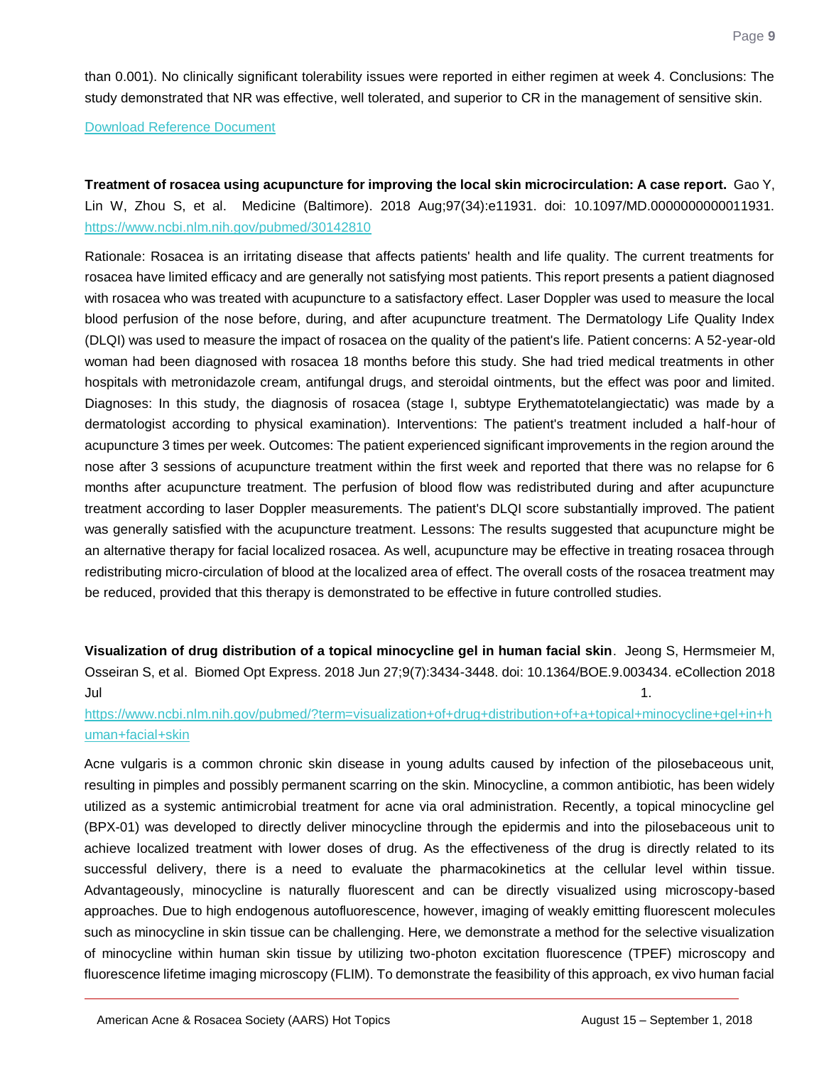than 0.001). No clinically significant tolerability issues were reported in either regimen at week 4. Conclusions: The study demonstrated that NR was effective, well tolerated, and superior to CR in the management of sensitive skin.

Download Reference Document

**Treatment of rosacea using acupuncture for improving the local skin microcirculation: A case report.** Gao Y, Lin W, Zhou S, et al. Medicine (Baltimore). 2018 Aug;97(34):e11931. doi: 10.1097/MD.0000000000011931. https://www.ncbi.nlm.nih.gov/pubmed/30142810

Rationale: Rosacea is an irritating disease that affects patients' health and life quality. The current treatments for rosacea have limited efficacy and are generally not satisfying most patients. This report presents a patient diagnosed with rosacea who was treated with acupuncture to a satisfactory effect. Laser Doppler was used to measure the local blood perfusion of the nose before, during, and after acupuncture treatment. The Dermatology Life Quality Index (DLQI) was used to measure the impact of rosacea on the quality of the patient's life. Patient concerns: A 52-year-old woman had been diagnosed with rosacea 18 months before this study. She had tried medical treatments in other hospitals with metronidazole cream, antifungal drugs, and steroidal ointments, but the effect was poor and limited. Diagnoses: In this study, the diagnosis of rosacea (stage I, subtype Erythematotelangiectatic) was made by a dermatologist according to physical examination). Interventions: The patient's treatment included a half-hour of acupuncture 3 times per week. Outcomes: The patient experienced significant improvements in the region around the nose after 3 sessions of acupuncture treatment within the first week and reported that there was no relapse for 6 months after acupuncture treatment. The perfusion of blood flow was redistributed during and after acupuncture treatment according to laser Doppler measurements. The patient's DLQI score substantially improved. The patient was generally satisfied with the acupuncture treatment. Lessons: The results suggested that acupuncture might be an alternative therapy for facial localized rosacea. As well, acupuncture may be effective in treating rosacea through redistributing micro-circulation of blood at the localized area of effect. The overall costs of the rosacea treatment may be reduced, provided that this therapy is demonstrated to be effective in future controlled studies.

**Visualization of drug distribution of a topical minocycline gel in human facial skin**. Jeong S, Hermsmeier M, Osseiran S, et al. Biomed Opt Express. 2018 Jun 27;9(7):3434-3448. doi: 10.1364/BOE.9.003434. eCollection 2018 Jul 1. https://www.ncbi.nlm.nih.gov/pubmed/?term=visualization+of+drug+distribution+of+a+topical+minocycline+gel+in+human+facial+skin

Acne vulgaris is a common chronic skin disease in young adults caused by infection of the pilosebaceous unit, resulting in pimples and possibly permanent scarring on the skin. Minocycline, a common antibiotic, has been widely utilized as a systemic antimicrobial treatment for acne via oral administration. Recently, a topical minocycline gel (BPX-01) was developed to directly deliver minocycline through the epidermis and into the pilosebaceous unit to achieve localized treatment with lower doses of drug. As the effectiveness of the drug is directly related to its successful delivery, there is a need to evaluate the pharmacokinetics at the cellular level within tissue. Advantageously, minocycline is naturally fluorescent and can be directly visualized using microscopy-based approaches. Due to high endogenous autofluorescence, however, imaging of weakly emitting fluorescent molecules such as minocycline in skin tissue can be challenging. Here, we demonstrate a method for the selective visualization of minocycline within human skin tissue by utilizing two-photon excitation fluorescence (TPEF) microscopy and fluorescence lifetime imaging microscopy (FLIM). To demonstrate the feasibility of this approach, ex vivo human facial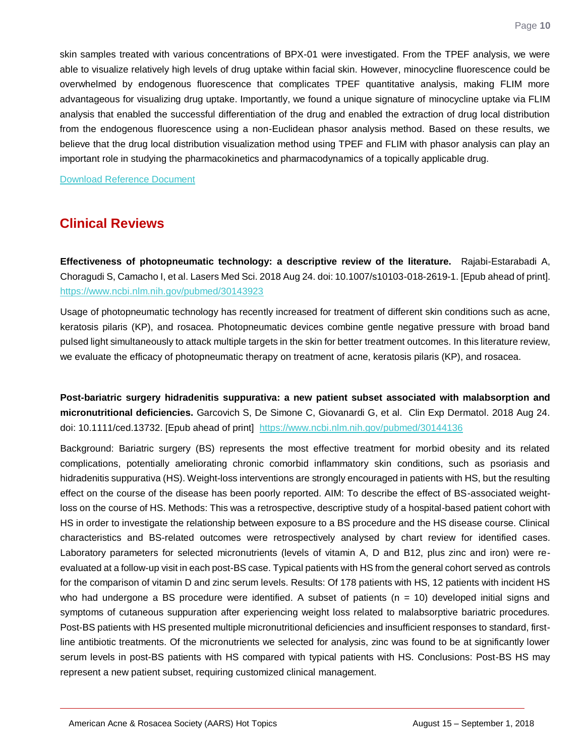skin samples treated with various concentrations of BPX-01 were investigated. From the TPEF analysis, we were able to visualize relatively high levels of drug uptake within facial skin. However, minocycline fluorescence could be overwhelmed by endogenous fluorescence that complicates TPEF quantitative analysis, making FLIM more advantageous for visualizing drug uptake. Importantly, we found a unique signature of minocycline uptake via FLIM analysis that enabled the successful differentiation of the drug and enabled the extraction of drug local distribution from the endogenous fluorescence using a non-Euclidean phasor analysis method. Based on these results, we believe that the drug local distribution visualization method using TPEF and FLIM with phasor analysis can play an important role in studying the pharmacokinetics and pharmacodynamics of a topically applicable drug.

Download Reference Document

## Clinical Reviews

**Effectiveness of photopneumatic technology: a descriptive review of the literature.** Rajabi-Estarabadi A, Choragudi S, Camacho I, et al. Lasers Med Sci. 2018 Aug 24. doi: 10.1007/s10103-018-2619-1. [Epub ahead of print]. https://www.ncbi.nlm.nih.gov/pubmed/30143923

Usage of photopneumatic technology has recently increased for treatment of different skin conditions such as acne, keratosis pilaris (KP), and rosacea. Photopneumatic devices combine gentle negative pressure with broad band pulsed light simultaneously to attack multiple targets in the skin for better treatment outcomes. In this literature review, we evaluate the efficacy of photopneumatic therapy on treatment of acne, keratosis pilaris (KP), and rosacea.

**Post-bariatric surgery hidradenitis suppurativa: a new patient subset associated with malabsorption and micronutritional deficiencies.** Garcovich S, De Simone C, Giovanardi G, et al. Clin Exp Dermatol. 2018 Aug 24. doi: 10.1111/ced.13732. [Epub ahead of print] https://www.ncbi.nlm.nih.gov/pubmed/30144136

Background: Bariatric surgery (BS) represents the most effective treatment for morbid obesity and its related complications, potentially ameliorating chronic comorbid inflammatory skin conditions, such as psoriasis and hidradenitis suppurativa (HS). Weight-loss interventions are strongly encouraged in patients with HS, but the resulting effect on the course of the disease has been poorly reported. AIM: To describe the effect of BS-associated weight-loss on the course of HS. Methods: This was a retrospective, descriptive study of a hospital-based patient cohort with HS in order to investigate the relationship between exposure to a BS procedure and the HS disease course. Clinical characteristics and BS-related outcomes were retrospectively analysed by chart review for identified cases. Laboratory parameters for selected micronutrients (levels of vitamin A, D and B12, plus zinc and iron) were re-evaluated at a follow-up visit in each post-BS case. Typical patients with HS from the general cohort served as controls for the comparison of vitamin D and zinc serum levels. Results: Of 178 patients with HS, 12 patients with incident HS who had undergone a BS procedure were identified. A subset of patients (n = 10) developed initial signs and symptoms of cutaneous suppuration after experiencing weight loss related to malabsorptive bariatric procedures. Post-BS patients with HS presented multiple micronutritional deficiencies and insufficient responses to standard, first-line antibiotic treatments. Of the micronutrients we selected for analysis, zinc was found to be at significantly lower serum levels in post-BS patients with HS compared with typical patients with HS. Conclusions: Post-BS HS may represent a new patient subset, requiring customized clinical management.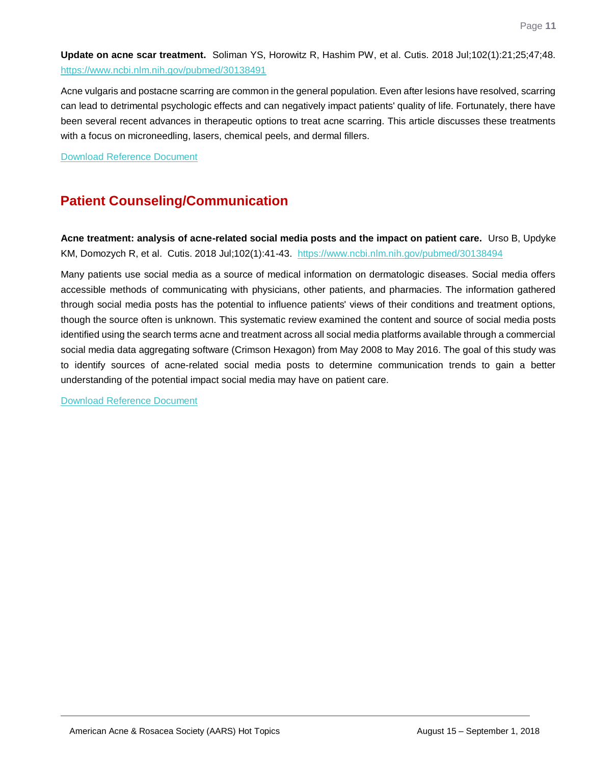**Update on acne scar treatment.** Soliman YS, Horowitz R, Hashim PW, et al. Cutis. 2018 Jul;102(1):21;25;47;48. https://www.ncbi.nlm.nih.gov/pubmed/30138491

Acne vulgaris and postacne scarring are common in the general population. Even after lesions have resolved, scarring can lead to detrimental psychologic effects and can negatively impact patients' quality of life. Fortunately, there have been several recent advances in therapeutic options to treat acne scarring. This article discusses these treatments with a focus on microneedling, lasers, chemical peels, and dermal fillers.

Download Reference Document

## Patient Counseling/Communication

**Acne treatment: analysis of acne-related social media posts and the impact on patient care.** Urso B, Updyke KM, Domozych R, et al. Cutis. 2018 Jul;102(1):41-43. https://www.ncbi.nlm.nih.gov/pubmed/30138494

Many patients use social media as a source of medical information on dermatologic diseases. Social media offers accessible methods of communicating with physicians, other patients, and pharmacies. The information gathered through social media posts has the potential to influence patients' views of their conditions and treatment options, though the source often is unknown. This systematic review examined the content and source of social media posts identified using the search terms acne and treatment across all social media platforms available through a commercial social media data aggregating software (Crimson Hexagon) from May 2008 to May 2016. The goal of this study was to identify sources of acne-related social media posts to determine communication trends to gain a better understanding of the potential impact social media may have on patient care.

Download Reference Document